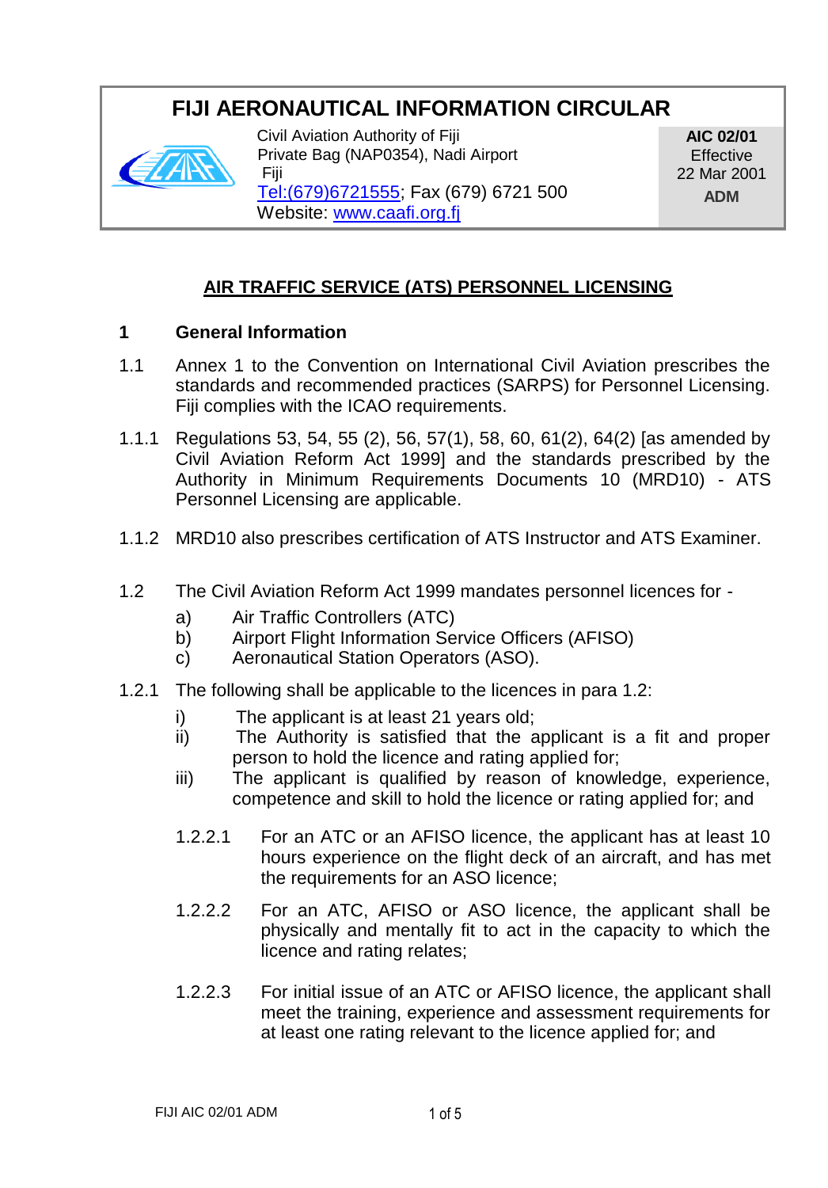# FIJI AERONAUTICAL INFORMATION CIRCULAR

Civil Aviation Authority of Fiji
Private Bag (NAP0354), Nadi Airport
Fiji
Tel:(679)6721555; Fax (679) 6721 500
Website: www.caafi.org.fj

**AIC 02/01**
Effective
22 Mar 2001
**ADM**

## AIR TRAFFIC SERVICE (ATS) PERSONNEL LICENSING

### 1 General Information

1.1 Annex 1 to the Convention on International Civil Aviation prescribes the standards and recommended practices (SARPS) for Personnel Licensing. Fiji complies with the ICAO requirements.

1.1.1 Regulations 53, 54, 55 (2), 56, 57(1), 58, 60, 61(2), 64(2) [as amended by Civil Aviation Reform Act 1999] and the standards prescribed by the Authority in Minimum Requirements Documents 10 (MRD10) - ATS Personnel Licensing are applicable.

1.1.2 MRD10 also prescribes certification of ATS Instructor and ATS Examiner.

1.2 The Civil Aviation Reform Act 1999 mandates personnel licences for -

a) Air Traffic Controllers (ATC)
b) Airport Flight Information Service Officers (AFISO)
c) Aeronautical Station Operators (ASO).

1.2.1 The following shall be applicable to the licences in para 1.2:

i) The applicant is at least 21 years old;
ii) The Authority is satisfied that the applicant is a fit and proper person to hold the licence and rating applied for;
iii) The applicant is qualified by reason of knowledge, experience, competence and skill to hold the licence or rating applied for; and

1.2.2.1 For an ATC or an AFISO licence, the applicant has at least 10 hours experience on the flight deck of an aircraft, and has met the requirements for an ASO licence;

1.2.2.2 For an ATC, AFISO or ASO licence, the applicant shall be physically and mentally fit to act in the capacity to which the licence and rating relates;

1.2.2.3 For initial issue of an ATC or AFISO licence, the applicant shall meet the training, experience and assessment requirements for at least one rating relevant to the licence applied for; and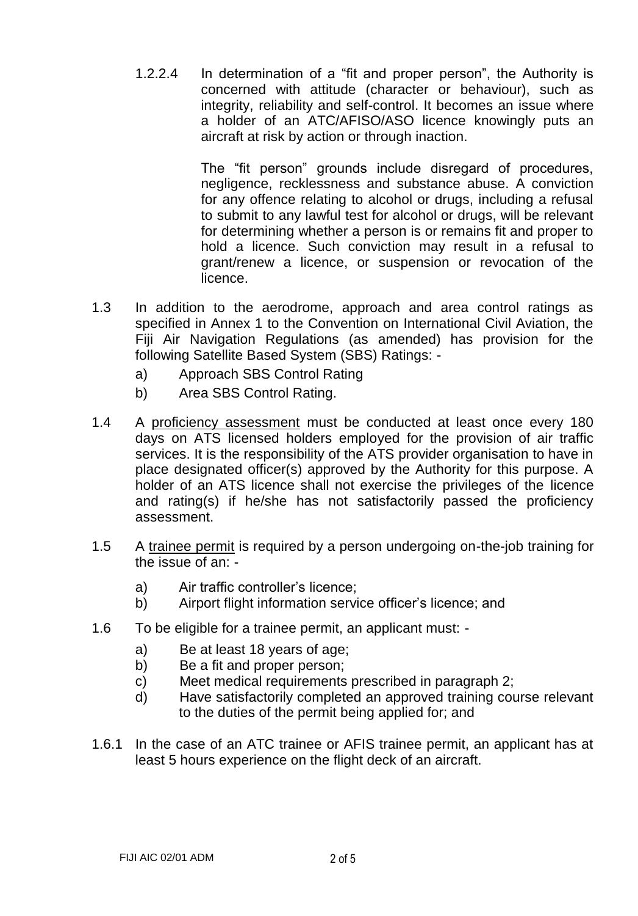1.2.2.4 In determination of a “fit and proper person”, the Authority is concerned with attitude (character or behaviour), such as integrity, reliability and self-control. It becomes an issue where a holder of an ATC/AFISO/ASO licence knowingly puts an aircraft at risk by action or through inaction.

The “fit person” grounds include disregard of procedures, negligence, recklessness and substance abuse. A conviction for any offence relating to alcohol or drugs, including a refusal to submit to any lawful test for alcohol or drugs, will be relevant for determining whether a person is or remains fit and proper to hold a licence. Such conviction may result in a refusal to grant/renew a licence, or suspension or revocation of the licence.

1.3 In addition to the aerodrome, approach and area control ratings as specified in Annex 1 to the Convention on International Civil Aviation, the Fiji Air Navigation Regulations (as amended) has provision for the following Satellite Based System (SBS) Ratings: -

a) Approach SBS Control Rating
b) Area SBS Control Rating.

1.4 A <u>proficiency assessment</u> must be conducted at least once every 180 days on ATS licensed holders employed for the provision of air traffic services. It is the responsibility of the ATS provider organisation to have in place designated officer(s) approved by the Authority for this purpose. A holder of an ATS licence shall not exercise the privileges of the licence and rating(s) if he/she has not satisfactorily passed the proficiency assessment.

1.5 A <u>trainee permit</u> is required by a person undergoing on-the-job training for the issue of an: -

a) Air traffic controller’s licence;
b) Airport flight information service officer’s licence; and

1.6 To be eligible for a trainee permit, an applicant must: -

a) Be at least 18 years of age;
b) Be a fit and proper person;
c) Meet medical requirements prescribed in paragraph 2;
d) Have satisfactorily completed an approved training course relevant to the duties of the permit being applied for; and

1.6.1 In the case of an ATC trainee or AFIS trainee permit, an applicant has at least 5 hours experience on the flight deck of an aircraft.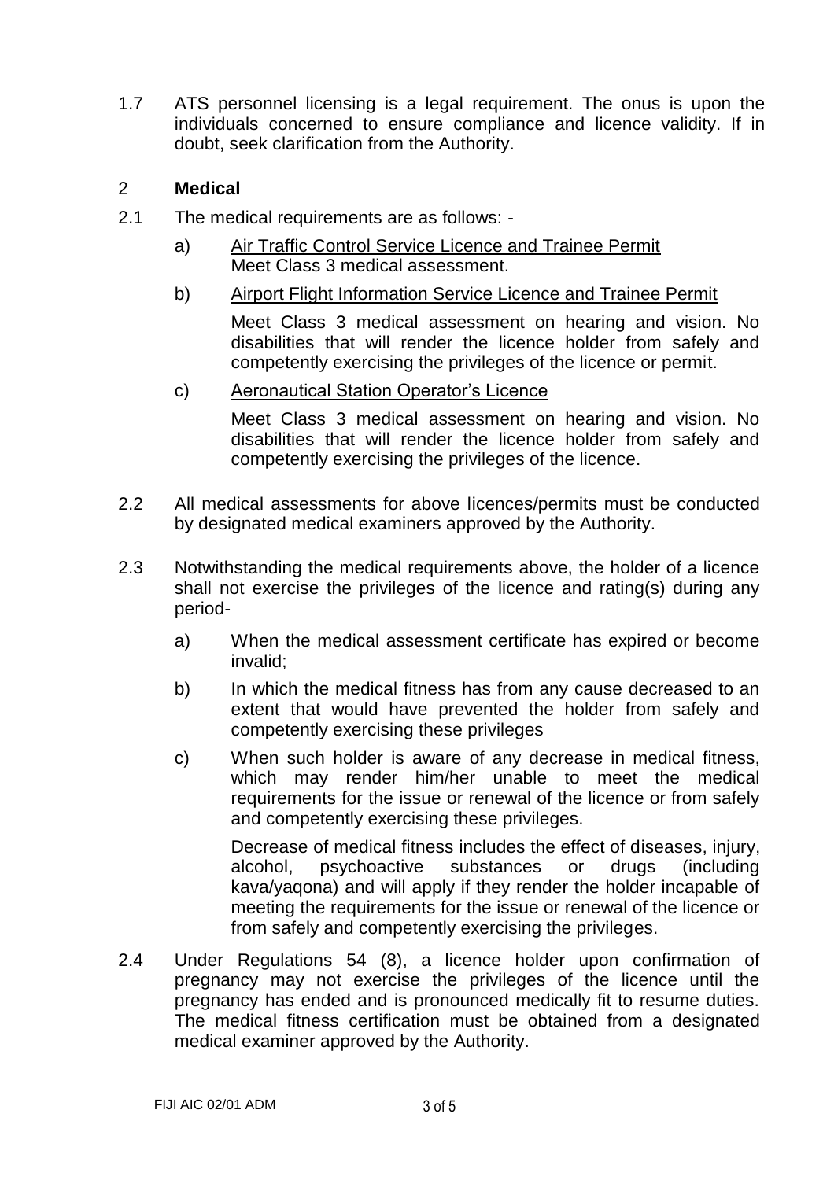1.7 ATS personnel licensing is a legal requirement. The onus is upon the individuals concerned to ensure compliance and licence validity. If in doubt, seek clarification from the Authority.

## 2 Medical

2.1 The medical requirements are as follows: -

a) Air Traffic Control Service Licence and Trainee Permit
Meet Class 3 medical assessment.

b) Airport Flight Information Service Licence and Trainee Permit

Meet Class 3 medical assessment on hearing and vision. No disabilities that will render the licence holder from safely and competently exercising the privileges of the licence or permit.

c) Aeronautical Station Operator's Licence

Meet Class 3 medical assessment on hearing and vision. No disabilities that will render the licence holder from safely and competently exercising the privileges of the licence.

2.2 All medical assessments for above licences/permits must be conducted by designated medical examiners approved by the Authority.

2.3 Notwithstanding the medical requirements above, the holder of a licence shall not exercise the privileges of the licence and rating(s) during any period-

a) When the medical assessment certificate has expired or become invalid;

b) In which the medical fitness has from any cause decreased to an extent that would have prevented the holder from safely and competently exercising these privileges

c) When such holder is aware of any decrease in medical fitness, which may render him/her unable to meet the medical requirements for the issue or renewal of the licence or from safely and competently exercising these privileges.

Decrease of medical fitness includes the effect of diseases, injury, alcohol, psychoactive substances or drugs (including kava/yaqona) and will apply if they render the holder incapable of meeting the requirements for the issue or renewal of the licence or from safely and competently exercising the privileges.

2.4 Under Regulations 54 (8), a licence holder upon confirmation of pregnancy may not exercise the privileges of the licence until the pregnancy has ended and is pronounced medically fit to resume duties. The medical fitness certification must be obtained from a designated medical examiner approved by the Authority.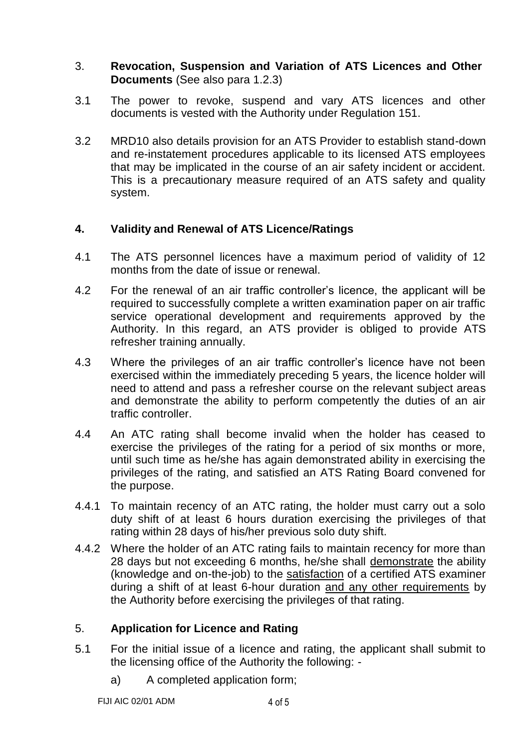## 3. **Revocation, Suspension and Variation of ATS Licences and Other Documents** (See also para 1.2.3)

3.1 The power to revoke, suspend and vary ATS licences and other documents is vested with the Authority under Regulation 151.

3.2 MRD10 also details provision for an ATS Provider to establish stand-down and re-instatement procedures applicable to its licensed ATS employees that may be implicated in the course of an air safety incident or accident. This is a precautionary measure required of an ATS safety and quality system.

## 4. **Validity and Renewal of ATS Licence/Ratings**

4.1 The ATS personnel licences have a maximum period of validity of 12 months from the date of issue or renewal.

4.2 For the renewal of an air traffic controller's licence, the applicant will be required to successfully complete a written examination paper on air traffic service operational development and requirements approved by the Authority. In this regard, an ATS provider is obliged to provide ATS refresher training annually.

4.3 Where the privileges of an air traffic controller's licence have not been exercised within the immediately preceding 5 years, the licence holder will need to attend and pass a refresher course on the relevant subject areas and demonstrate the ability to perform competently the duties of an air traffic controller.

4.4 An ATC rating shall become invalid when the holder has ceased to exercise the privileges of the rating for a period of six months or more, until such time as he/she has again demonstrated ability in exercising the privileges of the rating, and satisfied an ATS Rating Board convened for the purpose.

4.4.1 To maintain recency of an ATC rating, the holder must carry out a solo duty shift of at least 6 hours duration exercising the privileges of that rating within 28 days of his/her previous solo duty shift.

4.4.2 Where the holder of an ATC rating fails to maintain recency for more than 28 days but not exceeding 6 months, he/she shall <u>demonstrate</u> the ability (knowledge and on-the-job) to the <u>satisfaction</u> of a certified ATS examiner during a shift of at least 6-hour duration <u>and any other requirements</u> by the Authority before exercising the privileges of that rating.

## 5. **Application for Licence and Rating**

5.1 For the initial issue of a licence and rating, the applicant shall submit to the licensing office of the Authority the following: -

a) A completed application form;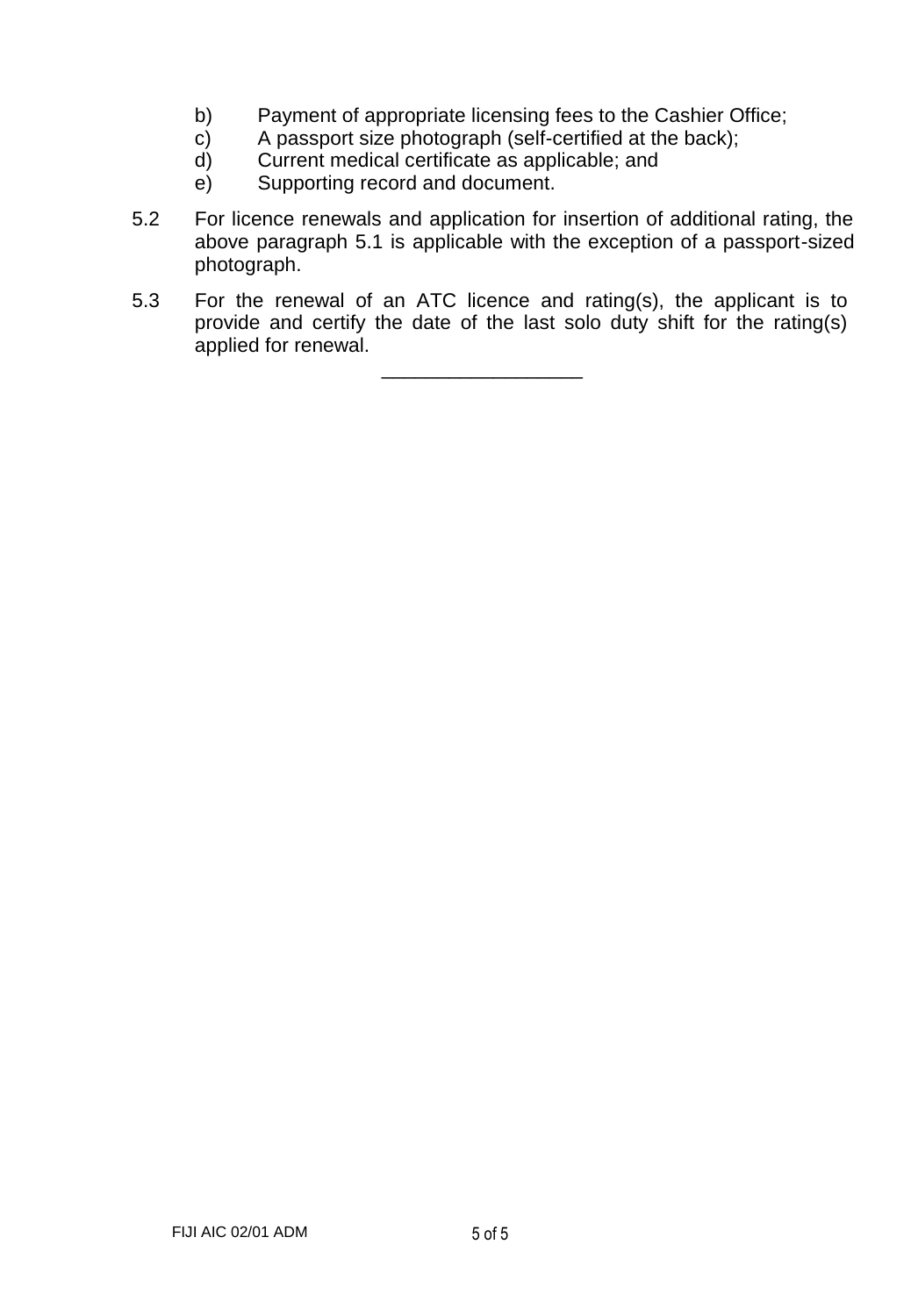b) Payment of appropriate licensing fees to the Cashier Office;
c) A passport size photograph (self-certified at the back);
d) Current medical certificate as applicable; and
e) Supporting record and document.

5.2 For licence renewals and application for insertion of additional rating, the above paragraph 5.1 is applicable with the exception of a passport-sized photograph.

5.3 For the renewal of an ATC licence and rating(s), the applicant is to provide and certify the date of the last solo duty shift for the rating(s) applied for renewal.

\_\_\_\_\_\_\_\_\_\_\_\_\_\_\_\_\_\_